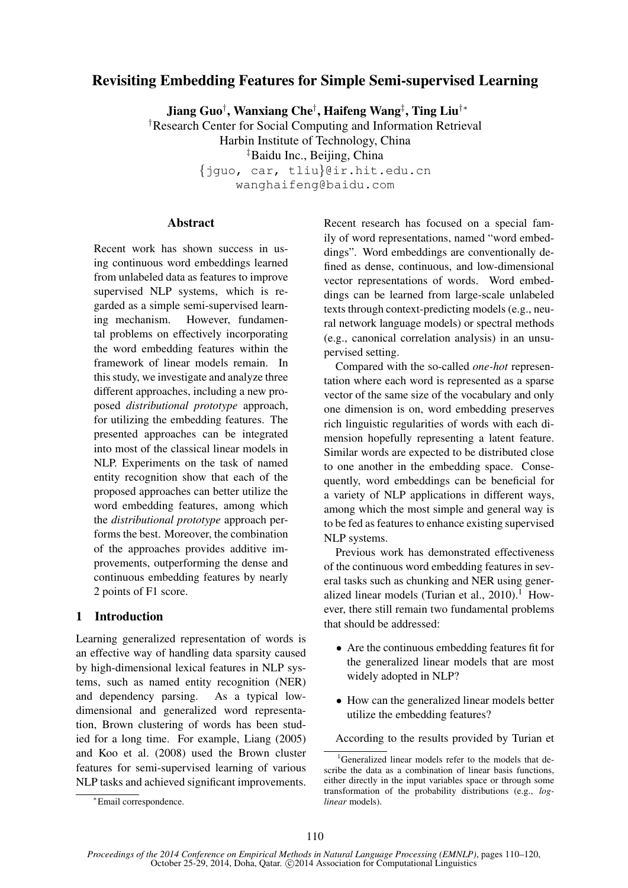# Revisiting Embedding Features for Simple Semi-supervised Learning

**Jiang Guo[†], Wanxiang Che[†], Haifeng Wang[‡], Ting Liu[†*]**

[†]Research Center for Social Computing and Information Retrieval
Harbin Institute of Technology, China
[‡]Baidu Inc., Beijing, China
{jguo, car, tliu}@ir.hit.edu.cn
wanghaifeng@baidu.com

## Abstract

Recent work has shown success in using continuous word embeddings learned from unlabeled data as features to improve supervised NLP systems, which is regarded as a simple semi-supervised learning mechanism. However, fundamental problems on effectively incorporating the word embedding features within the framework of linear models remain. In this study, we investigate and analyze three different approaches, including a new proposed *distributional prototype* approach, for utilizing the embedding features. The presented approaches can be integrated into most of the classical linear models in NLP. Experiments on the task of named entity recognition show that each of the proposed approaches can better utilize the word embedding features, among which the *distributional prototype* approach performs the best. Moreover, the combination of the approaches provides additive improvements, outperforming the dense and continuous embedding features by nearly 2 points of F1 score.

## 1 Introduction

Learning generalized representation of words is an effective way of handling data sparsity caused by high-dimensional lexical features in NLP systems, such as named entity recognition (NER) and dependency parsing. As a typical low-dimensional and generalized word representation, Brown clustering of words has been studied for a long time. For example, Liang (2005) and Koo et al. (2008) used the Brown cluster features for semi-supervised learning of various NLP tasks and achieved significant improvements.

Recent research has focused on a special family of word representations, named "word embeddings". Word embeddings are conventionally defined as dense, continuous, and low-dimensional vector representations of words. Word embeddings can be learned from large-scale unlabeled texts through context-predicting models (e.g., neural network language models) or spectral methods (e.g., canonical correlation analysis) in an unsupervised setting.

Compared with the so-called *one-hot* representation where each word is represented as a sparse vector of the same size of the vocabulary and only one dimension is on, word embedding preserves rich linguistic regularities of words with each dimension hopefully representing a latent feature. Similar words are expected to be distributed close to one another in the embedding space. Consequently, word embeddings can be beneficial for a variety of NLP applications in different ways, among which the most simple and general way is to be fed as features to enhance existing supervised NLP systems.

Previous work has demonstrated effectiveness of the continuous word embedding features in several tasks such as chunking and NER using generalized linear models (Turian et al., 2010).[1] However, there still remain two fundamental problems that should be addressed:

- Are the continuous embedding features fit for the generalized linear models that are most widely adopted in NLP?
- How can the generalized linear models better utilize the embedding features?

According to the results provided by Turian et

[*]Email correspondence.

[1]Generalized linear models refer to the models that describe the data as a combination of linear basis functions, either directly in the input variables space or through some transformation of the probability distributions (e.g., *log-linear* models).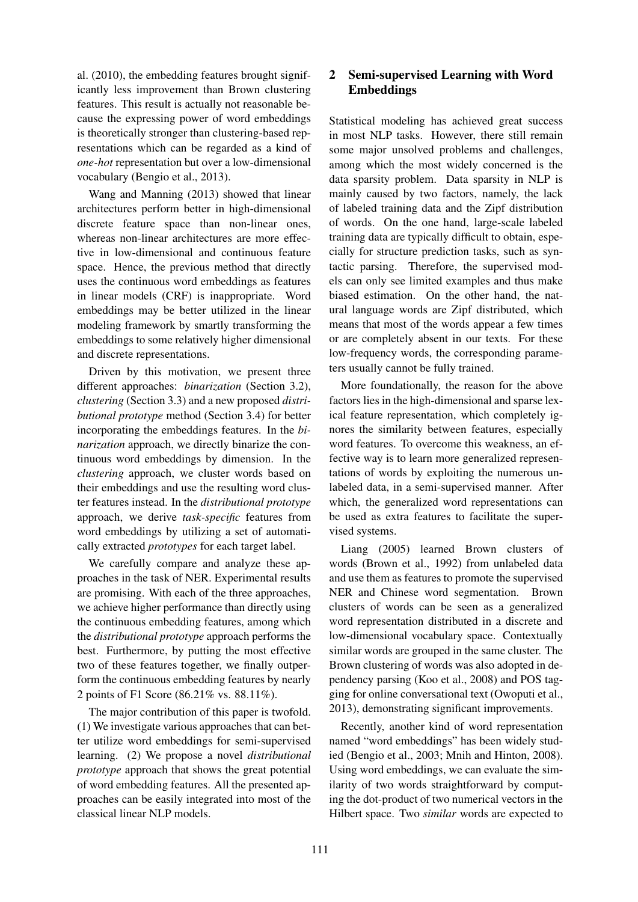al. (2010), the embedding features brought significantly less improvement than Brown clustering features. This result is actually not reasonable because the expressing power of word embeddings is theoretically stronger than clustering-based representations which can be regarded as a kind of *one-hot* representation but over a low-dimensional vocabulary (Bengio et al., 2013).

Wang and Manning (2013) showed that linear architectures perform better in high-dimensional discrete feature space than non-linear ones, whereas non-linear architectures are more effective in low-dimensional and continuous feature space. Hence, the previous method that directly uses the continuous word embeddings as features in linear models (CRF) is inappropriate. Word embeddings may be better utilized in the linear modeling framework by smartly transforming the embeddings to some relatively higher dimensional and discrete representations.

Driven by this motivation, we present three different approaches: *binarization* (Section 3.2), *clustering* (Section 3.3) and a new proposed *distributional prototype* method (Section 3.4) for better incorporating the embeddings features. In the *binarization* approach, we directly binarize the continuous word embeddings by dimension. In the *clustering* approach, we cluster words based on their embeddings and use the resulting word cluster features instead. In the *distributional prototype* approach, we derive *task-specific* features from word embeddings by utilizing a set of automatically extracted *prototypes* for each target label.

We carefully compare and analyze these approaches in the task of NER. Experimental results are promising. With each of the three approaches, we achieve higher performance than directly using the continuous embedding features, among which the *distributional prototype* approach performs the best. Furthermore, by putting the most effective two of these features together, we finally outperform the continuous embedding features by nearly 2 points of F1 Score (86.21% vs. 88.11%).

The major contribution of this paper is twofold. (1) We investigate various approaches that can better utilize word embeddings for semi-supervised learning. (2) We propose a novel *distributional prototype* approach that shows the great potential of word embedding features. All the presented approaches can be easily integrated into most of the classical linear NLP models.

## 2 Semi-supervised Learning with Word Embeddings

Statistical modeling has achieved great success in most NLP tasks. However, there still remain some major unsolved problems and challenges, among which the most widely concerned is the data sparsity problem. Data sparsity in NLP is mainly caused by two factors, namely, the lack of labeled training data and the Zipf distribution of words. On the one hand, large-scale labeled training data are typically difficult to obtain, especially for structure prediction tasks, such as syntactic parsing. Therefore, the supervised models can only see limited examples and thus make biased estimation. On the other hand, the natural language words are Zipf distributed, which means that most of the words appear a few times or are completely absent in our texts. For these low-frequency words, the corresponding parameters usually cannot be fully trained.

More foundationally, the reason for the above factors lies in the high-dimensional and sparse lexical feature representation, which completely ignores the similarity between features, especially word features. To overcome this weakness, an effective way is to learn more generalized representations of words by exploiting the numerous unlabeled data, in a semi-supervised manner. After which, the generalized word representations can be used as extra features to facilitate the supervised systems.

Liang (2005) learned Brown clusters of words (Brown et al., 1992) from unlabeled data and use them as features to promote the supervised NER and Chinese word segmentation. Brown clusters of words can be seen as a generalized word representation distributed in a discrete and low-dimensional vocabulary space. Contextually similar words are grouped in the same cluster. The Brown clustering of words was also adopted in dependency parsing (Koo et al., 2008) and POS tagging for online conversational text (Owoputi et al., 2013), demonstrating significant improvements.

Recently, another kind of word representation named "word embeddings" has been widely studied (Bengio et al., 2003; Mnih and Hinton, 2008). Using word embeddings, we can evaluate the similarity of two words straightforward by computing the dot-product of two numerical vectors in the Hilbert space. Two *similar* words are expected to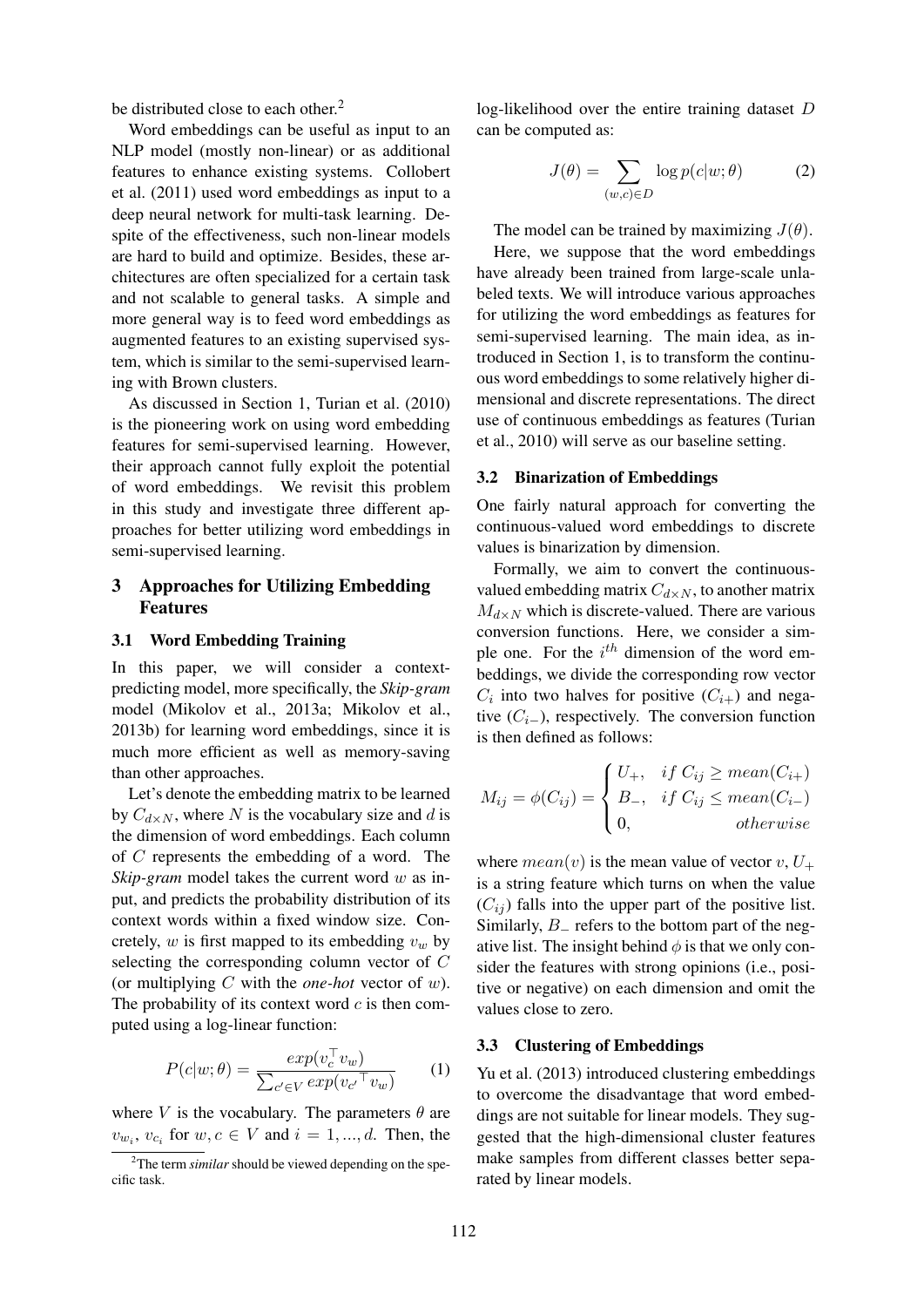be distributed close to each other.[2]

Word embeddings can be useful as input to an NLP model (mostly non-linear) or as additional features to enhance existing systems. Collobert et al. (2011) used word embeddings as input to a deep neural network for multi-task learning. Despite of the effectiveness, such non-linear models are hard to build and optimize. Besides, these architectures are often specialized for a certain task and not scalable to general tasks. A simple and more general way is to feed word embeddings as augmented features to an existing supervised system, which is similar to the semi-supervised learning with Brown clusters.

As discussed in Section 1, Turian et al. (2010) is the pioneering work on using word embedding features for semi-supervised learning. However, their approach cannot fully exploit the potential of word embeddings. We revisit this problem in this study and investigate three different approaches for better utilizing word embeddings in semi-supervised learning.

## 3 Approaches for Utilizing Embedding Features

### 3.1 Word Embedding Training

In this paper, we will consider a context-predicting model, more specifically, the *Skip-gram* model (Mikolov et al., 2013a; Mikolov et al., 2013b) for learning word embeddings, since it is much more efficient as well as memory-saving than other approaches.

Let's denote the embedding matrix to be learned by $C_{d\times N}$, where $N$ is the vocabulary size and $d$ is the dimension of word embeddings. Each column of $C$ represents the embedding of a word. The *Skip-gram* model takes the current word $w$ as input, and predicts the probability distribution of its context words within a fixed window size. Concretely, $w$ is first mapped to its embedding $v_w$ by selecting the corresponding column vector of $C$ (or multiplying $C$ with the *one-hot* vector of $w$). The probability of its context word $c$ is then computed using a log-linear function:

$$P(c|w;\theta) = \frac{exp(v_c^\top v_w)}{\sum_{c'\in V} exp(v_{c'}{}^\top v_w)} \quad (1)$$

where $V$ is the vocabulary. The parameters $\theta$ are $v_{w_i}$, $v_{c_i}$ for $w, c \in V$ and $i = 1, ..., d$. Then, the log-likelihood over the entire training dataset $D$ can be computed as:

$$J(\theta) = \sum_{(w,c)\in D} \log p(c|w;\theta) \quad (2)$$

The model can be trained by maximizing $J(\theta)$.

Here, we suppose that the word embeddings have already been trained from large-scale unlabeled texts. We will introduce various approaches for utilizing the word embeddings as features for semi-supervised learning. The main idea, as introduced in Section 1, is to transform the continuous word embeddings to some relatively higher dimensional and discrete representations. The direct use of continuous embeddings as features (Turian et al., 2010) will serve as our baseline setting.

### 3.2 Binarization of Embeddings

One fairly natural approach for converting the continuous-valued word embeddings to discrete values is binarization by dimension.

Formally, we aim to convert the continuous-valued embedding matrix $C_{d\times N}$, to another matrix $M_{d\times N}$ which is discrete-valued. There are various conversion functions. Here, we consider a simple one. For the $i^{th}$ dimension of the word embeddings, we divide the corresponding row vector $C_i$ into two halves for positive ($C_{i+}$) and negative ($C_{i-}$), respectively. The conversion function is then defined as follows:

$$M_{ij} = \phi(C_{ij}) = \begin{cases} U_+, & if\ C_{ij} \geq mean(C_{i+}) \\ B_-, & if\ C_{ij} \leq mean(C_{i-}) \\ 0, & otherwise \end{cases}$$

where $mean(v)$ is the mean value of vector $v$, $U_+$ is a string feature which turns on when the value ($C_{ij}$) falls into the upper part of the positive list. Similarly, $B_-$ refers to the bottom part of the negative list. The insight behind $\phi$ is that we only consider the features with strong opinions (i.e., positive or negative) on each dimension and omit the values close to zero.

### 3.3 Clustering of Embeddings

Yu et al. (2013) introduced clustering embeddings to overcome the disadvantage that word embeddings are not suitable for linear models. They suggested that the high-dimensional cluster features make samples from different classes better separated by linear models.

[2] The term *similar* should be viewed depending on the specific task.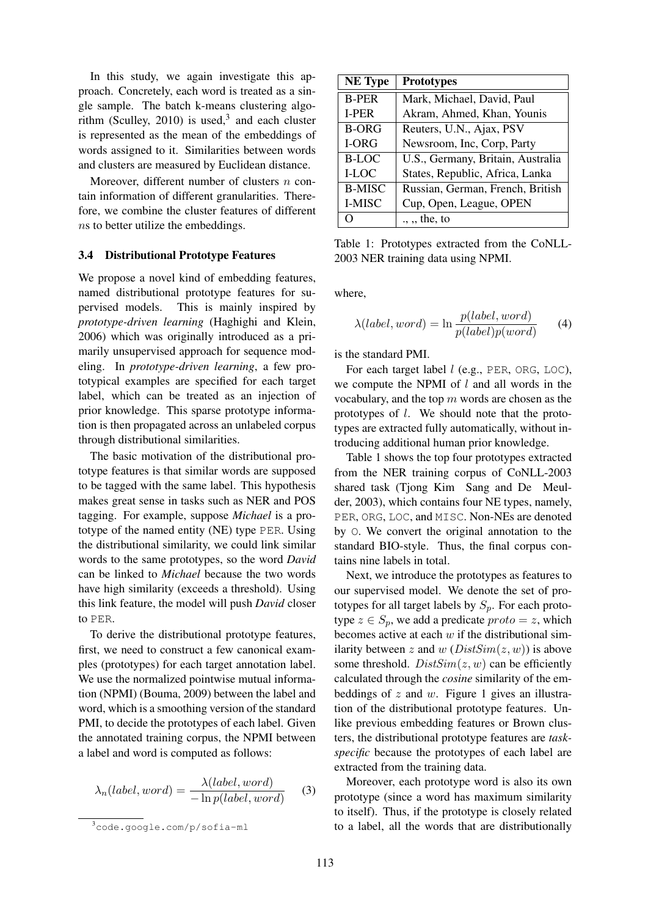In this study, we again investigate this approach. Concretely, each word is treated as a single sample. The batch k-means clustering algorithm (Sculley, 2010) is used,[3] and each cluster is represented as the mean of the embeddings of words assigned to it. Similarities between words and clusters are measured by Euclidean distance.

Moreover, different number of clusters $n$ contain information of different granularities. Therefore, we combine the cluster features of different $n$s to better utilize the embeddings.

### 3.4 Distributional Prototype Features

We propose a novel kind of embedding features, named distributional prototype features for supervised models. This is mainly inspired by *prototype-driven learning* (Haghighi and Klein, 2006) which was originally introduced as a primarily unsupervised approach for sequence modeling. In *prototype-driven learning*, a few prototypical examples are specified for each target label, which can be treated as an injection of prior knowledge. This sparse prototype information is then propagated across an unlabeled corpus through distributional similarities.

The basic motivation of the distributional prototype features is that similar words are supposed to be tagged with the same label. This hypothesis makes great sense in tasks such as NER and POS tagging. For example, suppose *Michael* is a prototype of the named entity (NE) type PER. Using the distributional similarity, we could link similar words to the same prototypes, so the word *David* can be linked to *Michael* because the two words have high similarity (exceeds a threshold). Using this link feature, the model will push *David* closer to PER.

To derive the distributional prototype features, first, we need to construct a few canonical examples (prototypes) for each target annotation label. We use the normalized pointwise mutual information (NPMI) (Bouma, 2009) between the label and word, which is a smoothing version of the standard PMI, to decide the prototypes of each label. Given the annotated training corpus, the NPMI between a label and word is computed as follows:

$$\lambda_n(label, word) = \frac{\lambda(label, word)}{-\ln p(label, word)} \quad (3)$$

[3] code.google.com/p/sofia-ml

| NE Type | Prototypes |
|---|---|
| B-PER | Mark, Michael, David, Paul |
| I-PER | Akram, Ahmed, Khan, Younis |
| B-ORG | Reuters, U.N., Ajax, PSV |
| I-ORG | Newsroom, Inc, Corp, Party |
| B-LOC | U.S., Germany, Britain, Australia |
| I-LOC | States, Republic, Africa, Lanka |
| B-MISC | Russian, German, French, British |
| I-MISC | Cup, Open, League, OPEN |
| O | ., ,, the, to |

Table 1: Prototypes extracted from the CoNLL-2003 NER training data using NPMI.

where,

$$\lambda(label, word) = \ln \frac{p(label, word)}{p(label)p(word)} \quad (4)$$

is the standard PMI.

For each target label $l$ (e.g., PER, ORG, LOC), we compute the NPMI of $l$ and all words in the vocabulary, and the top $m$ words are chosen as the prototypes of $l$. We should note that the prototypes are extracted fully automatically, without introducing additional human prior knowledge.

Table 1 shows the top four prototypes extracted from the NER training corpus of CoNLL-2003 shared task (Tjong Kim Sang and De Meulder, 2003), which contains four NE types, namely, PER, ORG, LOC, and MISC. Non-NEs are denoted by O. We convert the original annotation to the standard BIO-style. Thus, the final corpus contains nine labels in total.

Next, we introduce the prototypes as features to our supervised model. We denote the set of prototypes for all target labels by $S_p$. For each prototype $z \in S_p$, we add a predicate $proto = z$, which becomes active at each $w$ if the distributional similarity between $z$ and $w$ ($DistSim(z, w)$) is above some threshold. $DistSim(z, w)$ can be efficiently calculated through the *cosine* similarity of the embeddings of $z$ and $w$. Figure 1 gives an illustration of the distributional prototype features. Unlike previous embedding features or Brown clusters, the distributional prototype features are *task-specific* because the prototypes of each label are extracted from the training data.

Moreover, each prototype word is also its own prototype (since a word has maximum similarity to itself). Thus, if the prototype is closely related to a label, all the words that are distributionally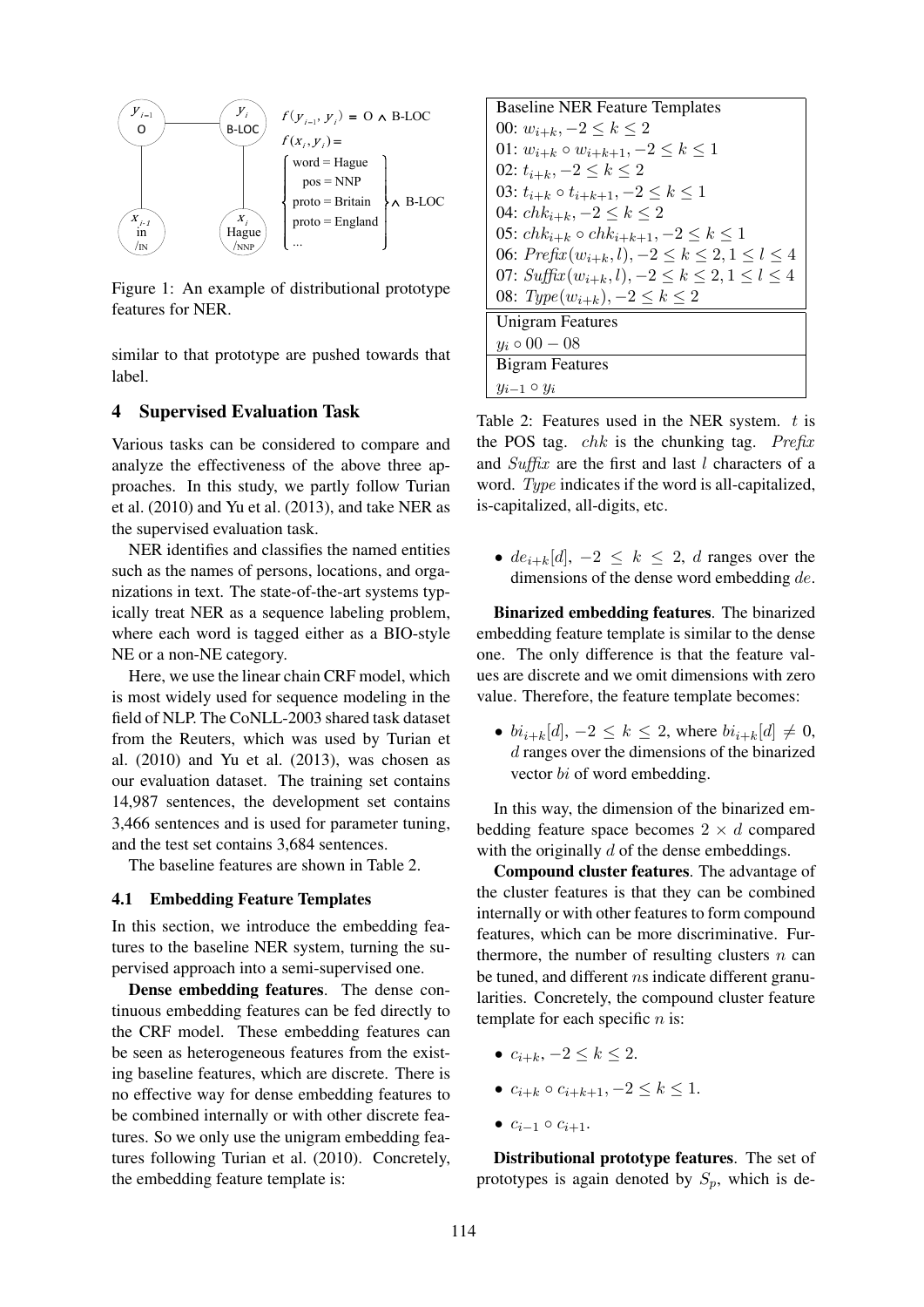Figure 1: An example of distributional prototype features for NER.

similar to that prototype are pushed towards that label.

## 4 Supervised Evaluation Task

Various tasks can be considered to compare and analyze the effectiveness of the above three approaches. In this study, we partly follow Turian et al. (2010) and Yu et al. (2013), and take NER as the supervised evaluation task.

NER identifies and classifies the named entities such as the names of persons, locations, and organizations in text. The state-of-the-art systems typically treat NER as a sequence labeling problem, where each word is tagged either as a BIO-style NE or a non-NE category.

Here, we use the linear chain CRF model, which is most widely used for sequence modeling in the field of NLP. The CoNLL-2003 shared task dataset from the Reuters, which was used by Turian et al. (2010) and Yu et al. (2013), was chosen as our evaluation dataset. The training set contains 14,987 sentences, the development set contains 3,466 sentences and is used for parameter tuning, and the test set contains 3,684 sentences.

The baseline features are shown in Table 2.

| Baseline NER Feature Templates |
|---|
| 00: $w_{i+k}, -2 \le k \le 2$ |
| 01: $w_{i+k} \circ w_{i+k+1}, -2 \le k \le 1$ |
| 02: $t_{i+k}, -2 \le k \le 2$ |
| 03: $t_{i+k} \circ t_{i+k+1}, -2 \le k \le 1$ |
| 04: $chk_{i+k}, -2 \le k \le 2$ |
| 05: $chk_{i+k} \circ chk_{i+k+1}, -2 \le k \le 1$ |
| 06: $Prefix(w_{i+k}, l), -2 \le k \le 2, 1 \le l \le 4$ |
| 07: $Suffix(w_{i+k}, l), -2 \le k \le 2, 1 \le l \le 4$ |
| 08: $Type(w_{i+k}), -2 \le k \le 2$ |
| **Unigram Features** |
| $y_i \circ 00 - 08$ |
| **Bigram Features** |
| $y_{i-1} \circ y_i$ |

Table 2: Features used in the NER system. $t$ is the POS tag. $chk$ is the chunking tag. $Prefix$ and $Suffix$ are the first and last $l$ characters of a word. $Type$ indicates if the word is all-capitalized, is-capitalized, all-digits, etc.

### 4.1 Embedding Feature Templates

In this section, we introduce the embedding features to the baseline NER system, turning the supervised approach into a semi-supervised one.

**Dense embedding features**. The dense continuous embedding features can be fed directly to the CRF model. These embedding features can be seen as heterogeneous features from the existing baseline features, which are discrete. There is no effective way for dense embedding features to be combined internally or with other discrete features. So we only use the unigram embedding features following Turian et al. (2010). Concretely, the embedding feature template is:

- $de_{i+k}[d]$, $-2 \le k \le 2$, $d$ ranges over the dimensions of the dense word embedding $de$.

**Binarized embedding features**. The binarized embedding feature template is similar to the dense one. The only difference is that the feature values are discrete and we omit dimensions with zero value. Therefore, the feature template becomes:

- $bi_{i+k}[d]$, $-2 \le k \le 2$, where $bi_{i+k}[d] \ne 0$, $d$ ranges over the dimensions of the binarized vector $bi$ of word embedding.

In this way, the dimension of the binarized embedding feature space becomes $2 \times d$ compared with the originally $d$ of the dense embeddings.

**Compound cluster features**. The advantage of the cluster features is that they can be combined internally or with other features to form compound features, which can be more discriminative. Furthermore, the number of resulting clusters $n$ can be tuned, and different $n$s indicate different granularities. Concretely, the compound cluster feature template for each specific $n$ is:

- $c_{i+k}$, $-2 \le k \le 2$.
- $c_{i+k} \circ c_{i+k+1}$, $-2 \le k \le 1$.
- $c_{i-1} \circ c_{i+1}$.

**Distributional prototype features**. The set of prototypes is again denoted by $S_p$, which is de-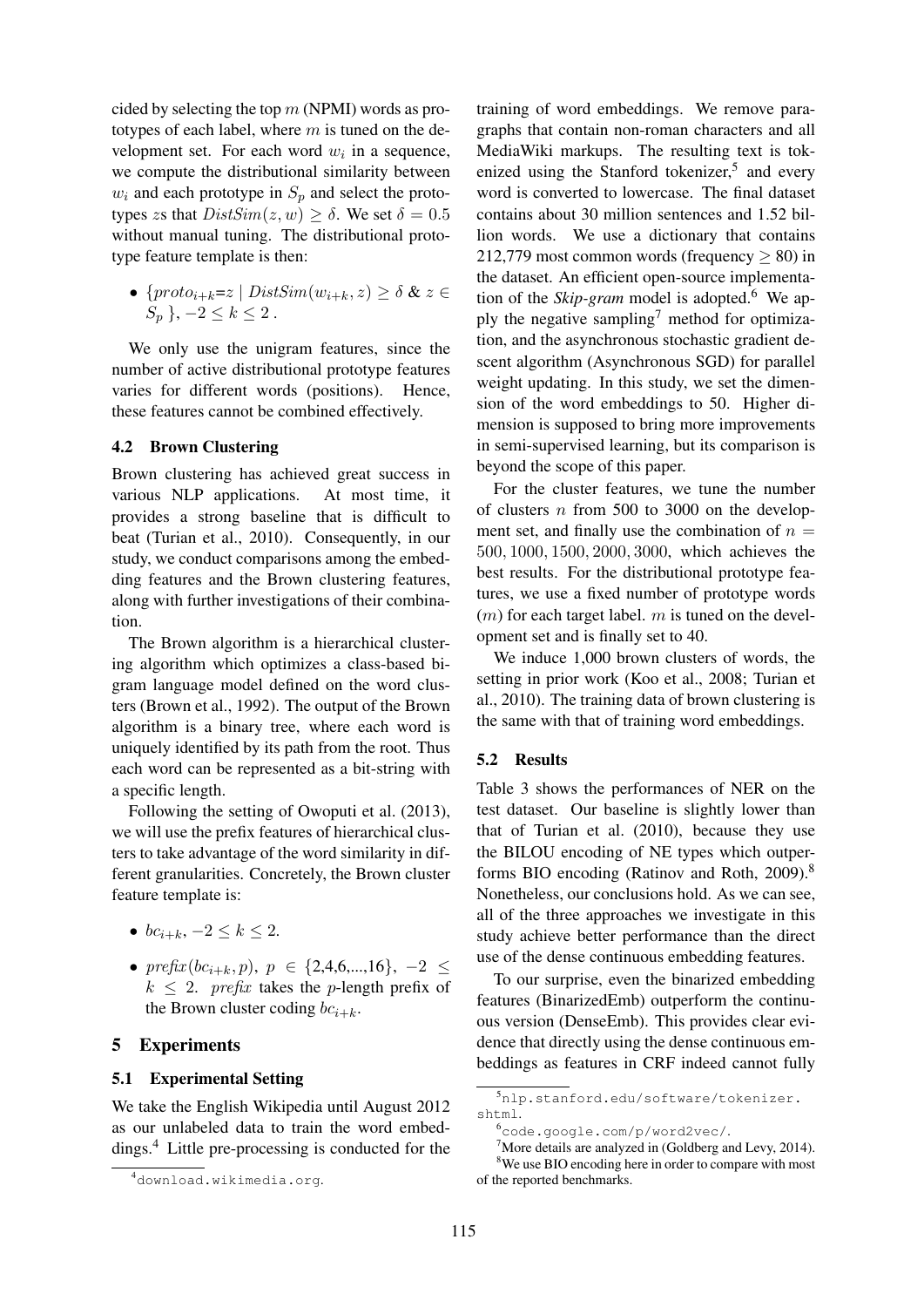cided by selecting the top $m$ (NPMI) words as prototypes of each label, where $m$ is tuned on the development set. For each word $w_i$ in a sequence, we compute the distributional similarity between $w_i$ and each prototype in $S_p$ and select the prototypes $z$s that $DistSim(z, w) \geq \delta$. We set $\delta = 0.5$ without manual tuning. The distributional prototype feature template is then:

- $\{proto_{i+k}{=}z \mid DistSim(w_{i+k}, z) \geq \delta \ \& \ z \in S_p \}, -2 \leq k \leq 2$ .

We only use the unigram features, since the number of active distributional prototype features varies for different words (positions). Hence, these features cannot be combined effectively.

### 4.2 Brown Clustering

Brown clustering has achieved great success in various NLP applications. At most time, it provides a strong baseline that is difficult to beat (Turian et al., 2010). Consequently, in our study, we conduct comparisons among the embedding features and the Brown clustering features, along with further investigations of their combination.

The Brown algorithm is a hierarchical clustering algorithm which optimizes a class-based bigram language model defined on the word clusters (Brown et al., 1992). The output of the Brown algorithm is a binary tree, where each word is uniquely identified by its path from the root. Thus each word can be represented as a bit-string with a specific length.

Following the setting of Owoputi et al. (2013), we will use the prefix features of hierarchical clusters to take advantage of the word similarity in different granularities. Concretely, the Brown cluster feature template is:

- $bc_{i+k}, -2 \leq k \leq 2$.
- $prefix(bc_{i+k}, p),\ p \in \{2,4,6,...,16\},\ -2 \leq k \leq 2$. *prefix* takes the $p$-length prefix of the Brown cluster coding $bc_{i+k}$.

## 5 Experiments

### 5.1 Experimental Setting

We take the English Wikipedia until August 2012 as our unlabeled data to train the word embeddings.[4] Little pre-processing is conducted for the training of word embeddings. We remove paragraphs that contain non-roman characters and all MediaWiki markups. The resulting text is tokenized using the Stanford tokenizer,[5] and every word is converted to lowercase. The final dataset contains about 30 million sentences and 1.52 billion words. We use a dictionary that contains 212,779 most common words (frequency $\geq$ 80) in the dataset. An efficient open-source implementation of the *Skip-gram* model is adopted.[6] We apply the negative sampling[7] method for optimization, and the asynchronous stochastic gradient descent algorithm (Asynchronous SGD) for parallel weight updating. In this study, we set the dimension of the word embeddings to 50. Higher dimension is supposed to bring more improvements in semi-supervised learning, but its comparison is beyond the scope of this paper.

For the cluster features, we tune the number of clusters $n$ from 500 to 3000 on the development set, and finally use the combination of $n = 500, 1000, 1500, 2000, 3000$, which achieves the best results. For the distributional prototype features, we use a fixed number of prototype words ($m$) for each target label. $m$ is tuned on the development set and is finally set to 40.

We induce 1,000 brown clusters of words, the setting in prior work (Koo et al., 2008; Turian et al., 2010). The training data of brown clustering is the same with that of training word embeddings.

### 5.2 Results

Table 3 shows the performances of NER on the test dataset. Our baseline is slightly lower than that of Turian et al. (2010), because they use the BILOU encoding of NE types which outperforms BIO encoding (Ratinov and Roth, 2009).[8] Nonetheless, our conclusions hold. As we can see, all of the three approaches we investigate in this study achieve better performance than the direct use of the dense continuous embedding features.

To our surprise, even the binarized embedding features (BinarizedEmb) outperform the continuous version (DenseEmb). This provides clear evidence that directly using the dense continuous embeddings as features in CRF indeed cannot fully

[4] download.wikimedia.org.

[5] nlp.stanford.edu/software/tokenizer.shtml.

[6] code.google.com/p/word2vec/.

[7] More details are analyzed in (Goldberg and Levy, 2014).

[8] We use BIO encoding here in order to compare with most of the reported benchmarks.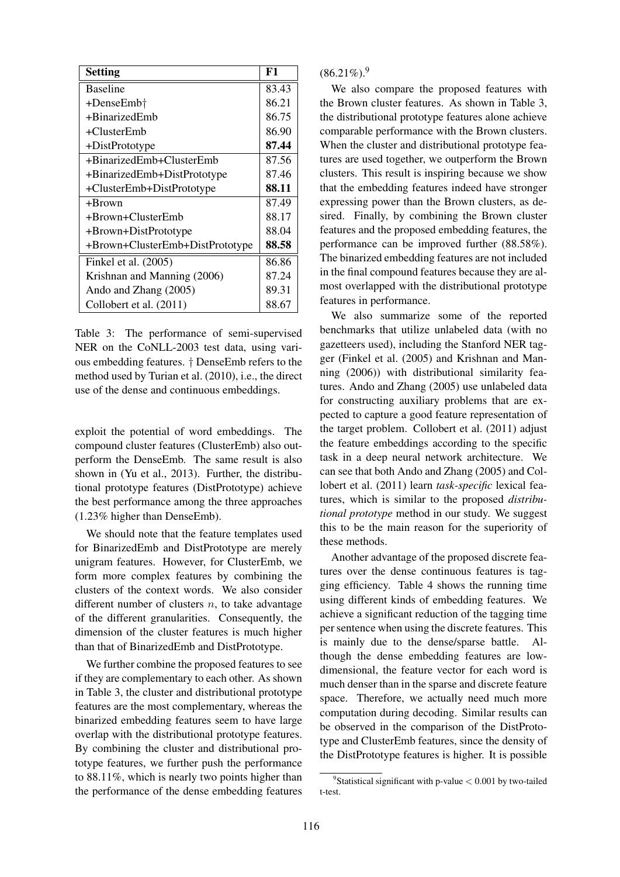| Setting | F1 |
|---|---|
| Baseline | 83.43 |
| +DenseEmb† | 86.21 |
| +BinarizedEmb | 86.75 |
| +ClusterEmb | 86.90 |
| +DistPrototype | **87.44** |
| +BinarizedEmb+ClusterEmb | 87.56 |
| +BinarizedEmb+DistPrototype | 87.46 |
| +ClusterEmb+DistPrototype | **88.11** |
| +Brown | 87.49 |
| +Brown+ClusterEmb | 88.17 |
| +Brown+DistPrototype | 88.04 |
| +Brown+ClusterEmb+DistPrototype | **88.58** |
| Finkel et al. (2005) | 86.86 |
| Krishnan and Manning (2006) | 87.24 |
| Ando and Zhang (2005) | 89.31 |
| Collobert et al. (2011) | 88.67 |

Table 3: The performance of semi-supervised NER on the CoNLL-2003 test data, using various embedding features. † DenseEmb refers to the method used by Turian et al. (2010), i.e., the direct use of the dense and continuous embeddings.

exploit the potential of word embeddings. The compound cluster features (ClusterEmb) also outperform the DenseEmb. The same result is also shown in (Yu et al., 2013). Further, the distributional prototype features (DistPrototype) achieve the best performance among the three approaches (1.23% higher than DenseEmb).

We should note that the feature templates used for BinarizedEmb and DistPrototype are merely unigram features. However, for ClusterEmb, we form more complex features by combining the clusters of the context words. We also consider different number of clusters $n$, to take advantage of the different granularities. Consequently, the dimension of the cluster features is much higher than that of BinarizedEmb and DistPrototype.

We further combine the proposed features to see if they are complementary to each other. As shown in Table 3, the cluster and distributional prototype features are the most complementary, whereas the binarized embedding features seem to have large overlap with the distributional prototype features. By combining the cluster and distributional prototype features, we further push the performance to 88.11%, which is nearly two points higher than the performance of the dense embedding features (86.21%).[9]

We also compare the proposed features with the Brown cluster features. As shown in Table 3, the distributional prototype features alone achieve comparable performance with the Brown clusters. When the cluster and distributional prototype features are used together, we outperform the Brown clusters. This result is inspiring because we show that the embedding features indeed have stronger expressing power than the Brown clusters, as desired. Finally, by combining the Brown cluster features and the proposed embedding features, the performance can be improved further (88.58%). The binarized embedding features are not included in the final compound features because they are almost overlapped with the distributional prototype features in performance.

We also summarize some of the reported benchmarks that utilize unlabeled data (with no gazetteers used), including the Stanford NER tagger (Finkel et al. (2005) and Krishnan and Manning (2006)) with distributional similarity features. Ando and Zhang (2005) use unlabeled data for constructing auxiliary problems that are expected to capture a good feature representation of the target problem. Collobert et al. (2011) adjust the feature embeddings according to the specific task in a deep neural network architecture. We can see that both Ando and Zhang (2005) and Collobert et al. (2011) learn *task-specific* lexical features, which is similar to the proposed *distributional prototype* method in our study. We suggest this to be the main reason for the superiority of these methods.

Another advantage of the proposed discrete features over the dense continuous features is tagging efficiency. Table 4 shows the running time using different kinds of embedding features. We achieve a significant reduction of the tagging time per sentence when using the discrete features. This is mainly due to the dense/sparse battle. Although the dense embedding features are low-dimensional, the feature vector for each word is much denser than in the sparse and discrete feature space. Therefore, we actually need much more computation during decoding. Similar results can be observed in the comparison of the DistPrototype and ClusterEmb features, since the density of the DistPrototype features is higher. It is possible

[9] Statistical significant with p-value $< 0.001$ by two-tailed t-test.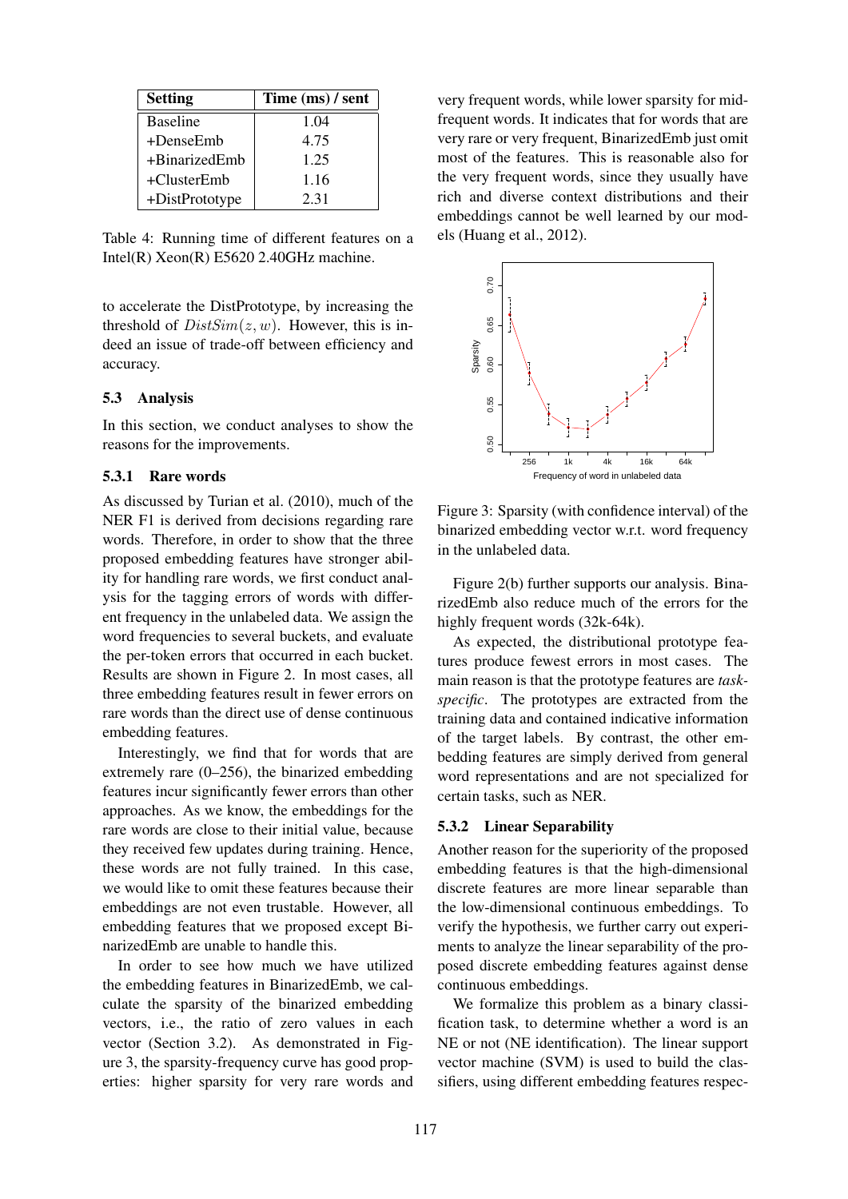| Setting | Time (ms) / sent |
|---|---|
| Baseline | 1.04 |
| +DenseEmb | 4.75 |
| +BinarizedEmb | 1.25 |
| +ClusterEmb | 1.16 |
| +DistPrototype | 2.31 |

Table 4: Running time of different features on a Intel(R) Xeon(R) E5620 2.40GHz machine.

to accelerate the DistPrototype, by increasing the threshold of $DistSim(z, w)$. However, this is indeed an issue of trade-off between efficiency and accuracy.

### 5.3 Analysis

In this section, we conduct analyses to show the reasons for the improvements.

#### 5.3.1 Rare words

As discussed by Turian et al. (2010), much of the NER F1 is derived from decisions regarding rare words. Therefore, in order to show that the three proposed embedding features have stronger ability for handling rare words, we first conduct analysis for the tagging errors of words with different frequency in the unlabeled data. We assign the word frequencies to several buckets, and evaluate the per-token errors that occurred in each bucket. Results are shown in Figure 2. In most cases, all three embedding features result in fewer errors on rare words than the direct use of dense continuous embedding features.

Interestingly, we find that for words that are extremely rare (0–256), the binarized embedding features incur significantly fewer errors than other approaches. As we know, the embeddings for the rare words are close to their initial value, because they received few updates during training. Hence, these words are not fully trained. In this case, we would like to omit these features because their embeddings are not even trustable. However, all embedding features that we proposed except BinarizedEmb are unable to handle this.

In order to see how much we have utilized the embedding features in BinarizedEmb, we calculate the sparsity of the binarized embedding vectors, i.e., the ratio of zero values in each vector (Section 3.2). As demonstrated in Figure 3, the sparsity-frequency curve has good properties: higher sparsity for very rare words and very frequent words, while lower sparsity for mid-frequent words. It indicates that for words that are very rare or very frequent, BinarizedEmb just omit most of the features. This is reasonable also for the very frequent words, since they usually have rich and diverse context distributions and their embeddings cannot be well learned by our models (Huang et al., 2012).

Figure 3: Sparsity (with confidence interval) of the binarized embedding vector w.r.t. word frequency in the unlabeled data.

Figure 2(b) further supports our analysis. BinarizedEmb also reduce much of the errors for the highly frequent words (32k-64k).

As expected, the distributional prototype features produce fewest errors in most cases. The main reason is that the prototype features are *task-specific*. The prototypes are extracted from the training data and contained indicative information of the target labels. By contrast, the other embedding features are simply derived from general word representations and are not specialized for certain tasks, such as NER.

#### 5.3.2 Linear Separability

Another reason for the superiority of the proposed embedding features is that the high-dimensional discrete features are more linear separable than the low-dimensional continuous embeddings. To verify the hypothesis, we further carry out experiments to analyze the linear separability of the proposed discrete embedding features against dense continuous embeddings.

We formalize this problem as a binary classification task, to determine whether a word is an NE or not (NE identification). The linear support vector machine (SVM) is used to build the classifiers, using different embedding features respec-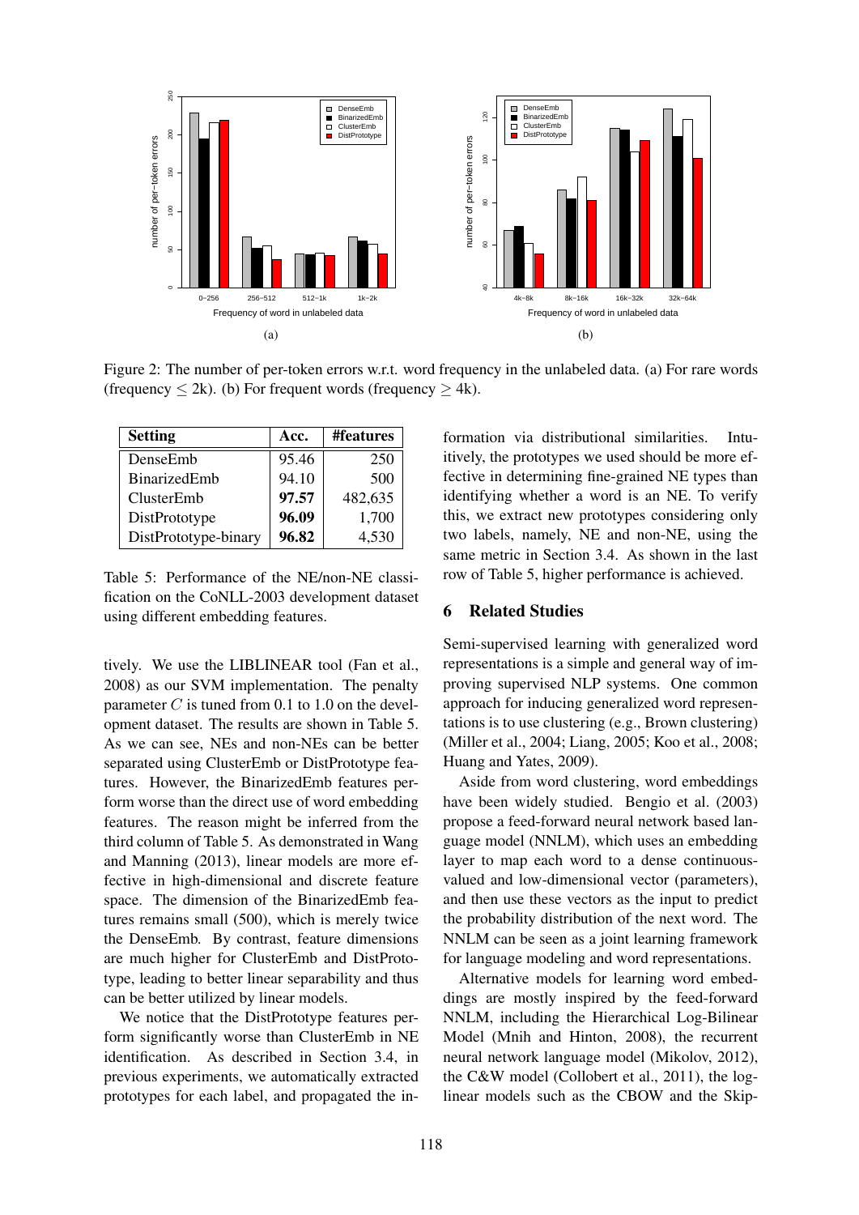Figure 2: The number of per-token errors w.r.t. word frequency in the unlabeled data. (a) For rare words (frequency $\leq$ 2k). (b) For frequent words (frequency $\geq$ 4k).

| Setting | Acc. | #features |
|---|---|---|
| DenseEmb | 95.46 | 250 |
| BinarizedEmb | 94.10 | 500 |
| ClusterEmb | **97.57** | 482,635 |
| DistPrototype | **96.09** | 1,700 |
| DistPrototype-binary | **96.82** | 4,530 |

Table 5: Performance of the NE/non-NE classification on the CoNLL-2003 development dataset using different embedding features.

tively. We use the LIBLINEAR tool (Fan et al., 2008) as our SVM implementation. The penalty parameter $C$ is tuned from 0.1 to 1.0 on the development dataset. The results are shown in Table 5. As we can see, NEs and non-NEs can be better separated using ClusterEmb or DistPrototype features. However, the BinarizedEmb features perform worse than the direct use of word embedding features. The reason might be inferred from the third column of Table 5. As demonstrated in Wang and Manning (2013), linear models are more effective in high-dimensional and discrete feature space. The dimension of the BinarizedEmb features remains small (500), which is merely twice the DenseEmb. By contrast, feature dimensions are much higher for ClusterEmb and DistPrototype, leading to better linear separability and thus can be better utilized by linear models.

We notice that the DistPrototype features perform significantly worse than ClusterEmb in NE identification. As described in Section 3.4, in previous experiments, we automatically extracted prototypes for each label, and propagated the information via distributional similarities. Intuitively, the prototypes we used should be more effective in determining fine-grained NE types than identifying whether a word is an NE. To verify this, we extract new prototypes considering only two labels, namely, NE and non-NE, using the same metric in Section 3.4. As shown in the last row of Table 5, higher performance is achieved.

## 6 Related Studies

Semi-supervised learning with generalized word representations is a simple and general way of improving supervised NLP systems. One common approach for inducing generalized word representations is to use clustering (e.g., Brown clustering) (Miller et al., 2004; Liang, 2005; Koo et al., 2008; Huang and Yates, 2009).

Aside from word clustering, word embeddings have been widely studied. Bengio et al. (2003) propose a feed-forward neural network based language model (NNLM), which uses an embedding layer to map each word to a dense continuous-valued and low-dimensional vector (parameters), and then use these vectors as the input to predict the probability distribution of the next word. The NNLM can be seen as a joint learning framework for language modeling and word representations.

Alternative models for learning word embeddings are mostly inspired by the feed-forward NNLM, including the Hierarchical Log-Bilinear Model (Mnih and Hinton, 2008), the recurrent neural network language model (Mikolov, 2012), the C&W model (Collobert et al., 2011), the log-linear models such as the CBOW and the Skip-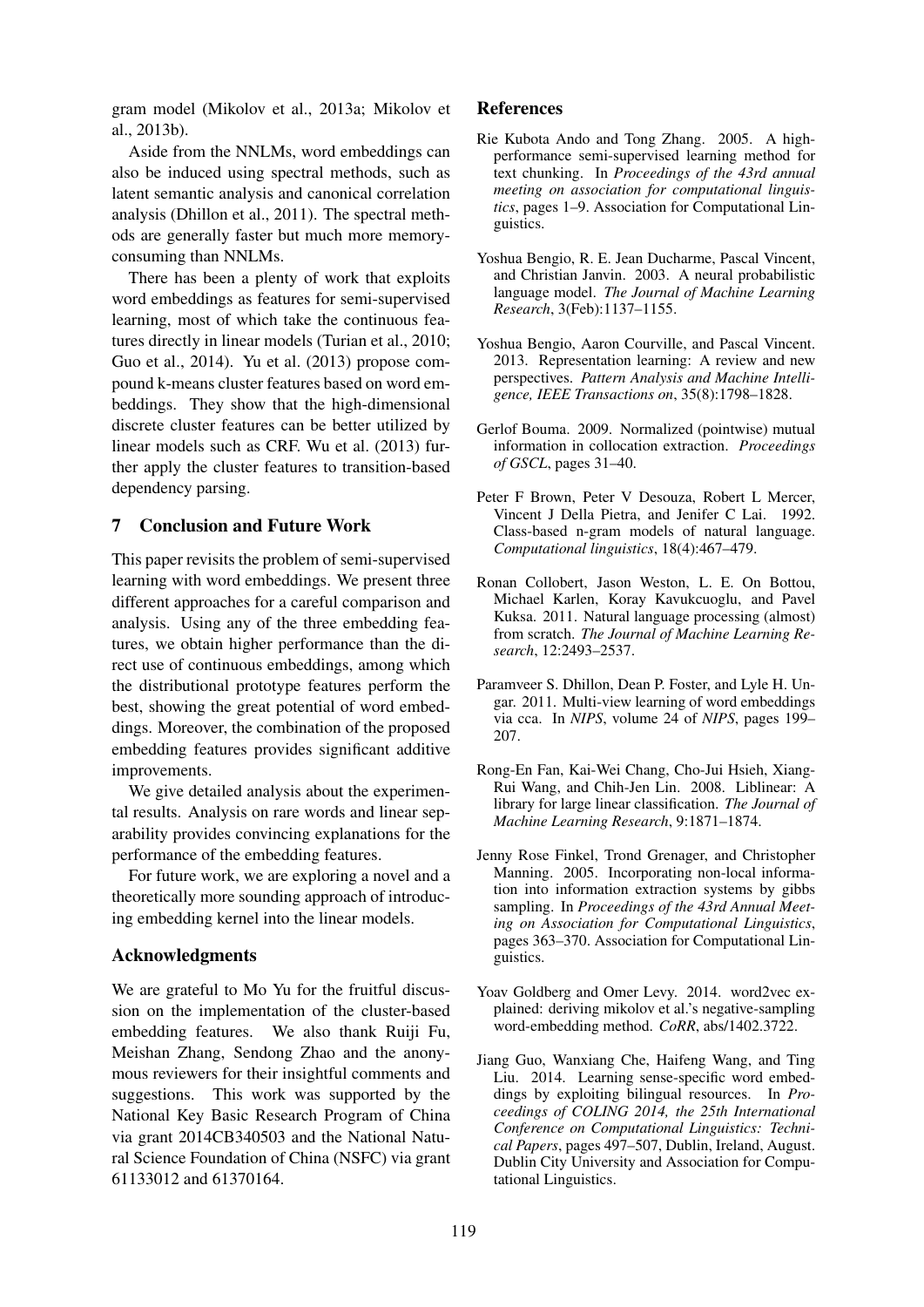gram model (Mikolov et al., 2013a; Mikolov et al., 2013b).

Aside from the NNLMs, word embeddings can also be induced using spectral methods, such as latent semantic analysis and canonical correlation analysis (Dhillon et al., 2011). The spectral methods are generally faster but much more memory-consuming than NNLMs.

There has been a plenty of work that exploits word embeddings as features for semi-supervised learning, most of which take the continuous features directly in linear models (Turian et al., 2010; Guo et al., 2014). Yu et al. (2013) propose compound k-means cluster features based on word embeddings. They show that the high-dimensional discrete cluster features can be better utilized by linear models such as CRF. Wu et al. (2013) further apply the cluster features to transition-based dependency parsing.

## 7 Conclusion and Future Work

This paper revisits the problem of semi-supervised learning with word embeddings. We present three different approaches for a careful comparison and analysis. Using any of the three embedding features, we obtain higher performance than the direct use of continuous embeddings, among which the distributional prototype features perform the best, showing the great potential of word embeddings. Moreover, the combination of the proposed embedding features provides significant additive improvements.

We give detailed analysis about the experimental results. Analysis on rare words and linear separability provides convincing explanations for the performance of the embedding features.

For future work, we are exploring a novel and a theoretically more sounding approach of introducing embedding kernel into the linear models.

## Acknowledgments

We are grateful to Mo Yu for the fruitful discussion on the implementation of the cluster-based embedding features. We also thank Ruiji Fu, Meishan Zhang, Sendong Zhao and the anonymous reviewers for their insightful comments and suggestions. This work was supported by the National Key Basic Research Program of China via grant 2014CB340503 and the National Natural Science Foundation of China (NSFC) via grant 61133012 and 61370164.

## References

Rie Kubota Ando and Tong Zhang. 2005. A high-performance semi-supervised learning method for text chunking. In *Proceedings of the 43rd annual meeting on association for computational linguistics*, pages 1–9. Association for Computational Linguistics.

Yoshua Bengio, R. E. Jean Ducharme, Pascal Vincent, and Christian Janvin. 2003. A neural probabilistic language model. *The Journal of Machine Learning Research*, 3(Feb):1137–1155.

Yoshua Bengio, Aaron Courville, and Pascal Vincent. 2013. Representation learning: A review and new perspectives. *Pattern Analysis and Machine Intelligence, IEEE Transactions on*, 35(8):1798–1828.

Gerlof Bouma. 2009. Normalized (pointwise) mutual information in collocation extraction. *Proceedings of GSCL*, pages 31–40.

Peter F Brown, Peter V Desouza, Robert L Mercer, Vincent J Della Pietra, and Jenifer C Lai. 1992. Class-based n-gram models of natural language. *Computational linguistics*, 18(4):467–479.

Ronan Collobert, Jason Weston, L. E. On Bottou, Michael Karlen, Koray Kavukcuoglu, and Pavel Kuksa. 2011. Natural language processing (almost) from scratch. *The Journal of Machine Learning Research*, 12:2493–2537.

Paramveer S. Dhillon, Dean P. Foster, and Lyle H. Ungar. 2011. Multi-view learning of word embeddings via cca. In *NIPS*, volume 24 of *NIPS*, pages 199–207.

Rong-En Fan, Kai-Wei Chang, Cho-Jui Hsieh, Xiang-Rui Wang, and Chih-Jen Lin. 2008. Liblinear: A library for large linear classification. *The Journal of Machine Learning Research*, 9:1871–1874.

Jenny Rose Finkel, Trond Grenager, and Christopher Manning. 2005. Incorporating non-local information into information extraction systems by gibbs sampling. In *Proceedings of the 43rd Annual Meeting on Association for Computational Linguistics*, pages 363–370. Association for Computational Linguistics.

Yoav Goldberg and Omer Levy. 2014. word2vec explained: deriving mikolov et al.'s negative-sampling word-embedding method. *CoRR*, abs/1402.3722.

Jiang Guo, Wanxiang Che, Haifeng Wang, and Ting Liu. 2014. Learning sense-specific word embeddings by exploiting bilingual resources. In *Proceedings of COLING 2014, the 25th International Conference on Computational Linguistics: Technical Papers*, pages 497–507, Dublin, Ireland, August. Dublin City University and Association for Computational Linguistics.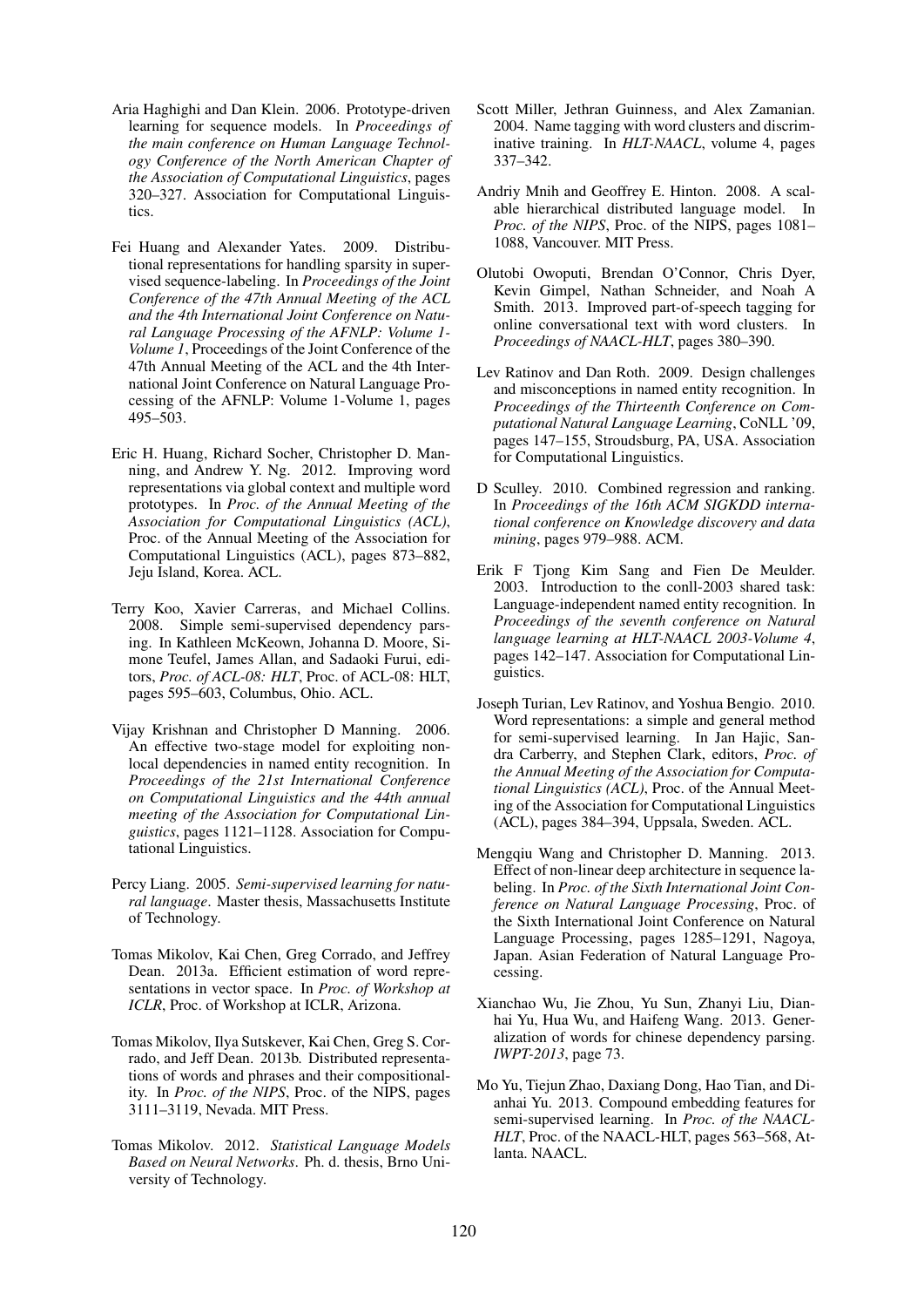Aria Haghighi and Dan Klein. 2006. Prototype-driven learning for sequence models. In *Proceedings of the main conference on Human Language Technology Conference of the North American Chapter of the Association of Computational Linguistics*, pages 320–327. Association for Computational Linguistics.

Fei Huang and Alexander Yates. 2009. Distributional representations for handling sparsity in supervised sequence-labeling. In *Proceedings of the Joint Conference of the 47th Annual Meeting of the ACL and the 4th International Joint Conference on Natural Language Processing of the AFNLP: Volume 1-Volume 1*, Proceedings of the Joint Conference of the 47th Annual Meeting of the ACL and the 4th International Joint Conference on Natural Language Processing of the AFNLP: Volume 1-Volume 1, pages 495–503.

Eric H. Huang, Richard Socher, Christopher D. Manning, and Andrew Y. Ng. 2012. Improving word representations via global context and multiple word prototypes. In *Proc. of the Annual Meeting of the Association for Computational Linguistics (ACL)*, Proc. of the Annual Meeting of the Association for Computational Linguistics (ACL), pages 873–882, Jeju Island, Korea. ACL.

Terry Koo, Xavier Carreras, and Michael Collins. 2008. Simple semi-supervised dependency parsing. In Kathleen McKeown, Johanna D. Moore, Simone Teufel, James Allan, and Sadaoki Furui, editors, *Proc. of ACL-08: HLT*, Proc. of ACL-08: HLT, pages 595–603, Columbus, Ohio. ACL.

Vijay Krishnan and Christopher D Manning. 2006. An effective two-stage model for exploiting non-local dependencies in named entity recognition. In *Proceedings of the 21st International Conference on Computational Linguistics and the 44th annual meeting of the Association for Computational Linguistics*, pages 1121–1128. Association for Computational Linguistics.

Percy Liang. 2005. *Semi-supervised learning for natural language*. Master thesis, Massachusetts Institute of Technology.

Tomas Mikolov, Kai Chen, Greg Corrado, and Jeffrey Dean. 2013a. Efficient estimation of word representations in vector space. In *Proc. of Workshop at ICLR*, Proc. of Workshop at ICLR, Arizona.

Tomas Mikolov, Ilya Sutskever, Kai Chen, Greg S. Corrado, and Jeff Dean. 2013b. Distributed representations of words and phrases and their compositionality. In *Proc. of the NIPS*, Proc. of the NIPS, pages 3111–3119, Nevada. MIT Press.

Tomas Mikolov. 2012. *Statistical Language Models Based on Neural Networks*. Ph. d. thesis, Brno University of Technology.

Scott Miller, Jethran Guinness, and Alex Zamanian. 2004. Name tagging with word clusters and discriminative training. In *HLT-NAACL*, volume 4, pages 337–342.

Andriy Mnih and Geoffrey E. Hinton. 2008. A scalable hierarchical distributed language model. In *Proc. of the NIPS*, Proc. of the NIPS, pages 1081–1088, Vancouver. MIT Press.

Olutobi Owoputi, Brendan O'Connor, Chris Dyer, Kevin Gimpel, Nathan Schneider, and Noah A Smith. 2013. Improved part-of-speech tagging for online conversational text with word clusters. In *Proceedings of NAACL-HLT*, pages 380–390.

Lev Ratinov and Dan Roth. 2009. Design challenges and misconceptions in named entity recognition. In *Proceedings of the Thirteenth Conference on Computational Natural Language Learning*, CoNLL '09, pages 147–155, Stroudsburg, PA, USA. Association for Computational Linguistics.

D Sculley. 2010. Combined regression and ranking. In *Proceedings of the 16th ACM SIGKDD international conference on Knowledge discovery and data mining*, pages 979–988. ACM.

Erik F Tjong Kim Sang and Fien De Meulder. 2003. Introduction to the conll-2003 shared task: Language-independent named entity recognition. In *Proceedings of the seventh conference on Natural language learning at HLT-NAACL 2003-Volume 4*, pages 142–147. Association for Computational Linguistics.

Joseph Turian, Lev Ratinov, and Yoshua Bengio. 2010. Word representations: a simple and general method for semi-supervised learning. In Jan Hajic, Sandra Carberry, and Stephen Clark, editors, *Proc. of the Annual Meeting of the Association for Computational Linguistics (ACL)*, Proc. of the Annual Meeting of the Association for Computational Linguistics (ACL), pages 384–394, Uppsala, Sweden. ACL.

Mengqiu Wang and Christopher D. Manning. 2013. Effect of non-linear deep architecture in sequence labeling. In *Proc. of the Sixth International Joint Conference on Natural Language Processing*, Proc. of the Sixth International Joint Conference on Natural Language Processing, pages 1285–1291, Nagoya, Japan. Asian Federation of Natural Language Processing.

Xianchao Wu, Jie Zhou, Yu Sun, Zhanyi Liu, Dianhai Yu, Hua Wu, and Haifeng Wang. 2013. Generalization of words for chinese dependency parsing. *IWPT-2013*, page 73.

Mo Yu, Tiejun Zhao, Daxiang Dong, Hao Tian, and Dianhai Yu. 2013. Compound embedding features for semi-supervised learning. In *Proc. of the NAACL-HLT*, Proc. of the NAACL-HLT, pages 563–568, Atlanta. NAACL.